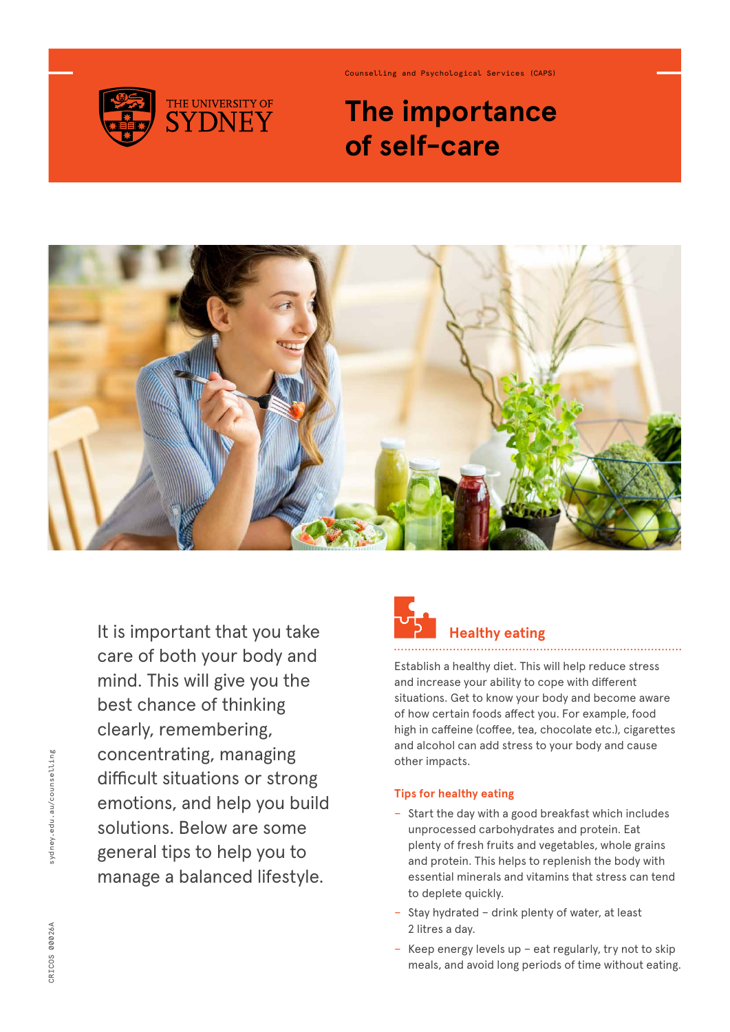Counselling and Psychological Services (CAPS)

# The importance of self-care

It is important that you take care of both your body and mind. This will give you the best chance of thinking clearly, remembering, concentrating, managing difficult situations or strong emotions, and help you build solutions. Below are some general tips to help you to manage a balanced lifestyle.

## Healthy eating

Establish a healthy diet. This will help reduce stress and increase your ability to cope with different situations. Get to know your body and become aware of how certain foods affect you. For example, food high in caffeine (coffee, tea, chocolate etc.), cigarettes and alcohol can add stress to your body and cause other impacts.

### Tips for healthy eating

- Start the day with a good breakfast which includes unprocessed carbohydrates and protein. Eat plenty of fresh fruits and vegetables, whole grains and protein. This helps to replenish the body with essential minerals and vitamins that stress can tend to deplete quickly.
- Stay hydrated – drink plenty of water, at least 2 litres a day.
- Keep energy levels up – eat regularly, try not to skip meals, and avoid long periods of time without eating.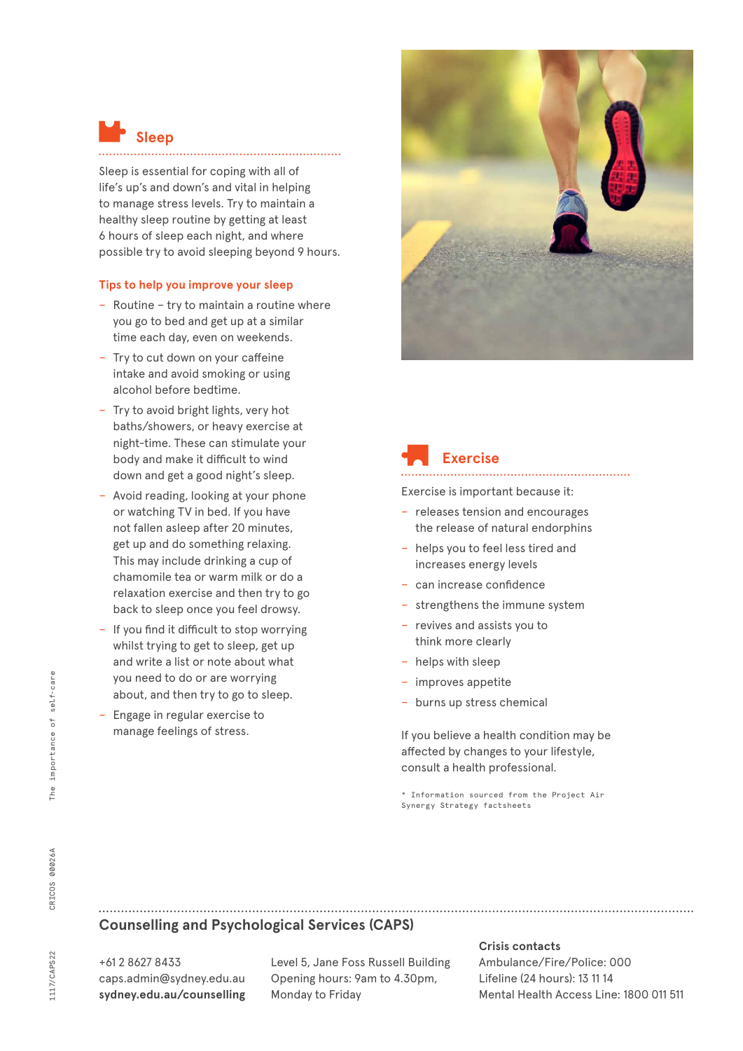## Sleep

Sleep is essential for coping with all of life's up's and down's and vital in helping to manage stress levels. Try to maintain a healthy sleep routine by getting at least 6 hours of sleep each night, and where possible try to avoid sleeping beyond 9 hours.

### Tips to help you improve your sleep

- Routine – try to maintain a routine where you go to bed and get up at a similar time each day, even on weekends.
- Try to cut down on your caffeine intake and avoid smoking or using alcohol before bedtime.
- Try to avoid bright lights, very hot baths/showers, or heavy exercise at night-time. These can stimulate your body and make it difficult to wind down and get a good night's sleep.
- Avoid reading, looking at your phone or watching TV in bed. If you have not fallen asleep after 20 minutes, get up and do something relaxing. This may include drinking a cup of chamomile tea or warm milk or do a relaxation exercise and then try to go back to sleep once you feel drowsy.
- If you find it difficult to stop worrying whilst trying to get to sleep, get up and write a list or note about what you need to do or are worrying about, and then try to go to sleep.
- Engage in regular exercise to manage feelings of stress.

## Exercise

Exercise is important because it:

- releases tension and encourages the release of natural endorphins
- helps you to feel less tired and increases energy levels
- can increase confidence
- strengthens the immune system
- revives and assists you to think more clearly
- helps with sleep
- improves appetite
- burns up stress chemical

If you believe a health condition may be affected by changes to your lifestyle, consult a health professional.

\* Information sourced from the Project Air Synergy Strategy factsheets

## Counselling and Psychological Services (CAPS)

+61 2 8627 8433
caps.admin@sydney.edu.au
**sydney.edu.au/counselling**

Level 5, Jane Foss Russell Building
Opening hours: 9am to 4.30pm, Monday to Friday

**Crisis contacts**
Ambulance/Fire/Police: 000
Lifeline (24 hours): 13 11 14
Mental Health Access Line: 1800 011 511

1117/CAPS22 CRICOS 00026A